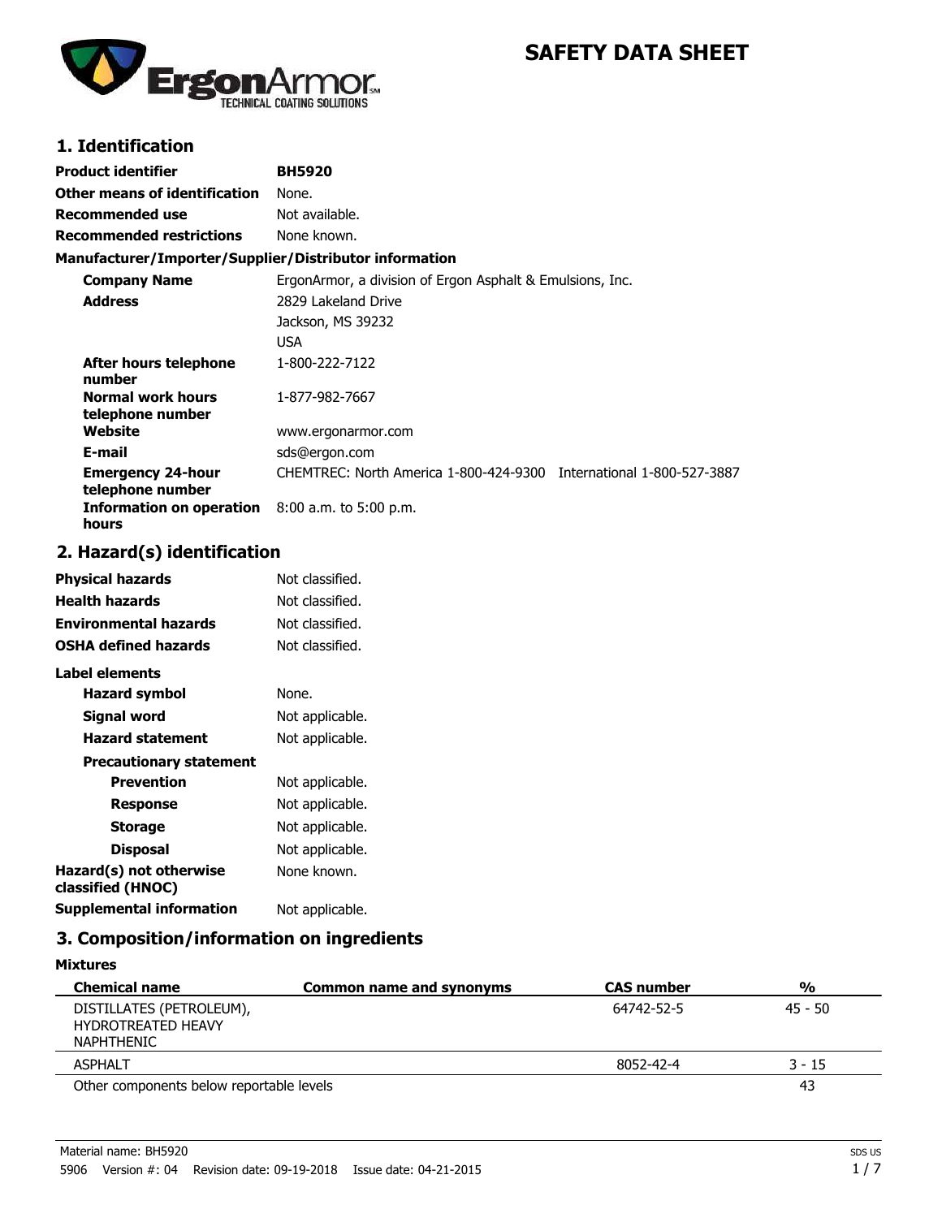# SAFETY DATA SHEET

## 1. Identification

| | |
|---|---|
| **Product identifier** | **BH5920** |
| **Other means of identification** | None. |
| **Recommended use** | Not available. |
| **Recommended restrictions** | None known. |

**Manufacturer/Importer/Supplier/Distributor information**

| | |
|---|---|
| **Company Name** | ErgonArmor, a division of Ergon Asphalt & Emulsions, Inc. |
| **Address** | 2829 Lakeland Drive<br>Jackson, MS 39232<br>USA |
| **After hours telephone number** | 1-800-222-7122 |
| **Normal work hours telephone number** | 1-877-982-7667 |
| **Website** | www.ergonarmor.com |
| **E-mail** | sds@ergon.com |
| **Emergency 24-hour telephone number** | CHEMTREC: North America 1-800-424-9300 International 1-800-527-3887 |
| **Information on operation hours** | 8:00 a.m. to 5:00 p.m. |

## 2. Hazard(s) identification

| | |
|---|---|
| **Physical hazards** | Not classified. |
| **Health hazards** | Not classified. |
| **Environmental hazards** | Not classified. |
| **OSHA defined hazards** | Not classified. |

**Label elements**

| | |
|---|---|
| **Hazard symbol** | None. |
| **Signal word** | Not applicable. |
| **Hazard statement** | Not applicable. |

**Precautionary statement**

| | |
|---|---|
| **Prevention** | Not applicable. |
| **Response** | Not applicable. |
| **Storage** | Not applicable. |
| **Disposal** | Not applicable. |
| **Hazard(s) not otherwise classified (HNOC)** | None known. |
| **Supplemental information** | Not applicable. |

## 3. Composition/information on ingredients

**Mixtures**

| Chemical name | Common name and synonyms | CAS number | % |
|---|---|---|---|
| DISTILLATES (PETROLEUM), HYDROTREATED HEAVY NAPHTHENIC | | 64742-52-5 | 45 - 50 |
| ASPHALT | | 8052-42-4 | 3 - 15 |
| Other components below reportable levels | | | 43 |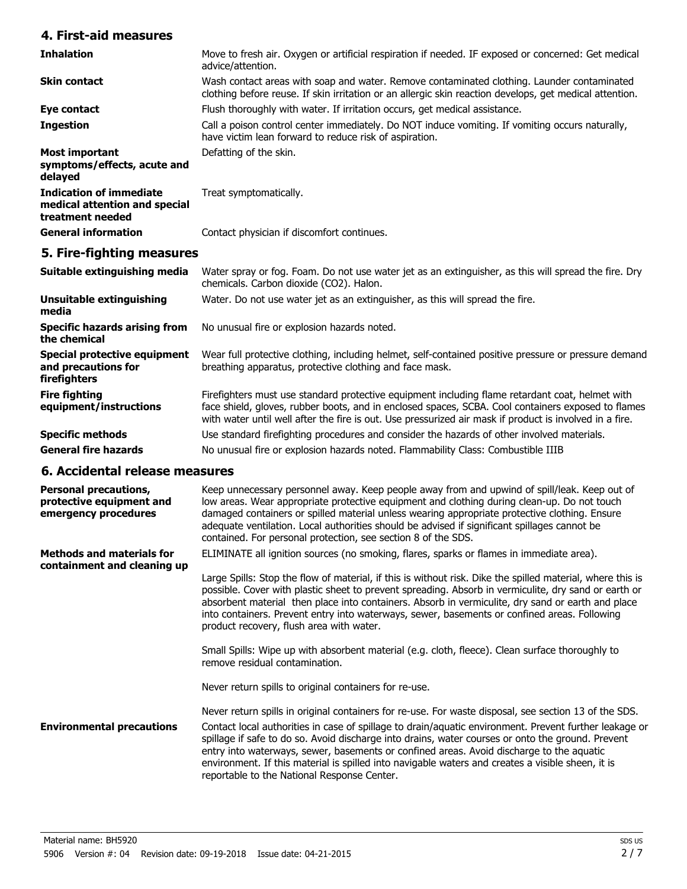## 4. First-aid measures

**Inhalation**
Move to fresh air. Oxygen or artificial respiration if needed. IF exposed or concerned: Get medical advice/attention.

**Skin contact**
Wash contact areas with soap and water. Remove contaminated clothing. Launder contaminated clothing before reuse. If skin irritation or an allergic skin reaction develops, get medical attention.

**Eye contact**
Flush thoroughly with water. If irritation occurs, get medical assistance.

**Ingestion**
Call a poison control center immediately. Do NOT induce vomiting. If vomiting occurs naturally, have victim lean forward to reduce risk of aspiration.

**Most important symptoms/effects, acute and delayed**
Defatting of the skin.

**Indication of immediate medical attention and special treatment needed**
Treat symptomatically.

**General information**
Contact physician if discomfort continues.

## 5. Fire-fighting measures

**Suitable extinguishing media**
Water spray or fog. Foam. Do not use water jet as an extinguisher, as this will spread the fire. Dry chemicals. Carbon dioxide ($CO_2$). Halon.

**Unsuitable extinguishing media**
Water. Do not use water jet as an extinguisher, as this will spread the fire.

**Specific hazards arising from the chemical**
No unusual fire or explosion hazards noted.

**Special protective equipment and precautions for firefighters**
Wear full protective clothing, including helmet, self-contained positive pressure or pressure demand breathing apparatus, protective clothing and face mask.

**Fire fighting equipment/instructions**
Firefighters must use standard protective equipment including flame retardant coat, helmet with face shield, gloves, rubber boots, and in enclosed spaces, SCBA. Cool containers exposed to flames with water until well after the fire is out. Use pressurized air mask if product is involved in a fire.

**Specific methods**
Use standard firefighting procedures and consider the hazards of other involved materials.

**General fire hazards**
No unusual fire or explosion hazards noted. Flammability Class: Combustible IIIB

## 6. Accidental release measures

**Personal precautions, protective equipment and emergency procedures**
Keep unnecessary personnel away. Keep people away from and upwind of spill/leak. Keep out of low areas. Wear appropriate protective equipment and clothing during clean-up. Do not touch damaged containers or spilled material unless wearing appropriate protective clothing. Ensure adequate ventilation. Local authorities should be advised if significant spillages cannot be contained. For personal protection, see section 8 of the SDS.

**Methods and materials for containment and cleaning up**
ELIMINATE all ignition sources (no smoking, flares, sparks or flames in immediate area).

Large Spills: Stop the flow of material, if this is without risk. Dike the spilled material, where this is possible. Cover with plastic sheet to prevent spreading. Absorb in vermiculite, dry sand or earth or absorbent material then place into containers. Absorb in vermiculite, dry sand or earth and place into containers. Prevent entry into waterways, sewer, basements or confined areas. Following product recovery, flush area with water.

Small Spills: Wipe up with absorbent material (e.g. cloth, fleece). Clean surface thoroughly to remove residual contamination.

Never return spills to original containers for re-use.

Never return spills in original containers for re-use. For waste disposal, see section 13 of the SDS.

**Environmental precautions**
Contact local authorities in case of spillage to drain/aquatic environment. Prevent further leakage or spillage if safe to do so. Avoid discharge into drains, water courses or onto the ground. Prevent entry into waterways, sewer, basements or confined areas. Avoid discharge to the aquatic environment. If this material is spilled into navigable waters and creates a visible sheen, it is reportable to the National Response Center.

Material name: BH5920
5906 Version #: 04 Revision date: 09-19-2018 Issue date: 04-21-2015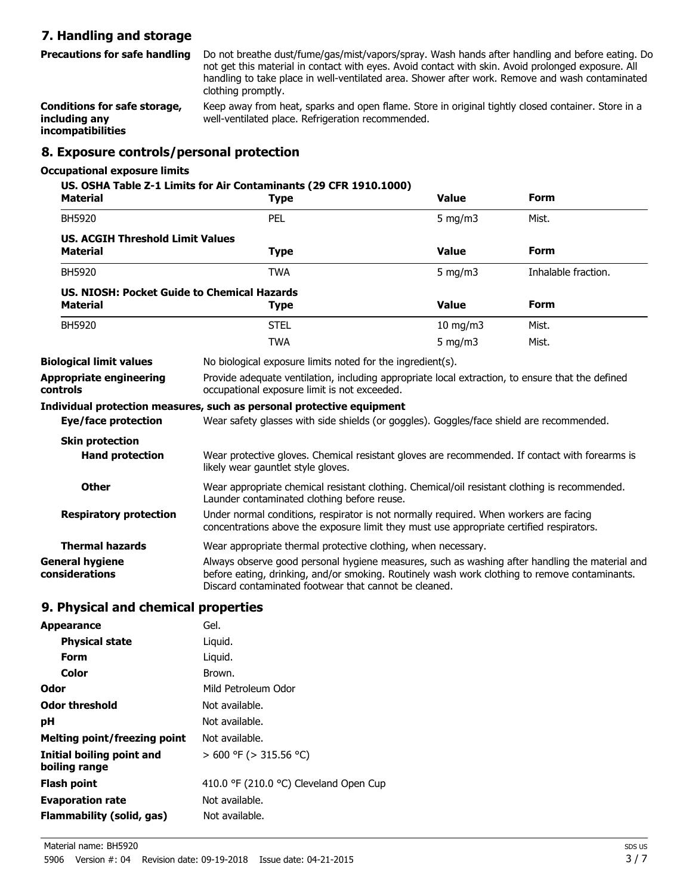## 7. Handling and storage

**Precautions for safe handling**
Do not breathe dust/fume/gas/mist/vapors/spray. Wash hands after handling and before eating. Do not get this material in contact with eyes. Avoid contact with skin. Avoid prolonged exposure. All handling to take place in well-ventilated area. Shower after work. Remove and wash contaminated clothing promptly.

**Conditions for safe storage, including any incompatibilities**
Keep away from heat, sparks and open flame. Store in original tightly closed container. Store in a well-ventilated place. Refrigeration recommended.

## 8. Exposure controls/personal protection

**Occupational exposure limits**

**US. OSHA Table Z-1 Limits for Air Contaminants (29 CFR 1910.1000)**

| Material | Type | Value | Form |
|---|---|---|---|
| BH5920 | PEL | 5 mg/m3 | Mist. |

**US. ACGIH Threshold Limit Values**

| Material | Type | Value | Form |
|---|---|---|---|
| BH5920 | TWA | 5 mg/m3 | Inhalable fraction. |

**US. NIOSH: Pocket Guide to Chemical Hazards**

| Material | Type | Value | Form |
|---|---|---|---|
| BH5920 | STEL | 10 mg/m3 | Mist. |
| | TWA | 5 mg/m3 | Mist. |

**Biological limit values**
No biological exposure limits noted for the ingredient(s).

**Appropriate engineering controls**
Provide adequate ventilation, including appropriate local extraction, to ensure that the defined occupational exposure limit is not exceeded.

**Individual protection measures, such as personal protective equipment**

**Eye/face protection**
Wear safety glasses with side shields (or goggles). Goggles/face shield are recommended.

**Skin protection**

**Hand protection**
Wear protective gloves. Chemical resistant gloves are recommended. If contact with forearms is likely wear gauntlet style gloves.

**Other**
Wear appropriate chemical resistant clothing. Chemical/oil resistant clothing is recommended. Launder contaminated clothing before reuse.

**Respiratory protection**
Under normal conditions, respirator is not normally required. When workers are facing concentrations above the exposure limit they must use appropriate certified respirators.

**Thermal hazards**
Wear appropriate thermal protective clothing, when necessary.

**General hygiene considerations**
Always observe good personal hygiene measures, such as washing after handling the material and before eating, drinking, and/or smoking. Routinely wash work clothing to remove contaminants. Discard contaminated footwear that cannot be cleaned.

## 9. Physical and chemical properties

| | |
|---|---|
| **Appearance** | Gel. |
| **Physical state** | Liquid. |
| **Form** | Liquid. |
| **Color** | Brown. |
| **Odor** | Mild Petroleum Odor |
| **Odor threshold** | Not available. |
| **pH** | Not available. |
| **Melting point/freezing point** | Not available. |
| **Initial boiling point and boiling range** | > 600 °F (> 315.56 °C) |
| **Flash point** | 410.0 °F (210.0 °C) Cleveland Open Cup |
| **Evaporation rate** | Not available. |
| **Flammability (solid, gas)** | Not available. |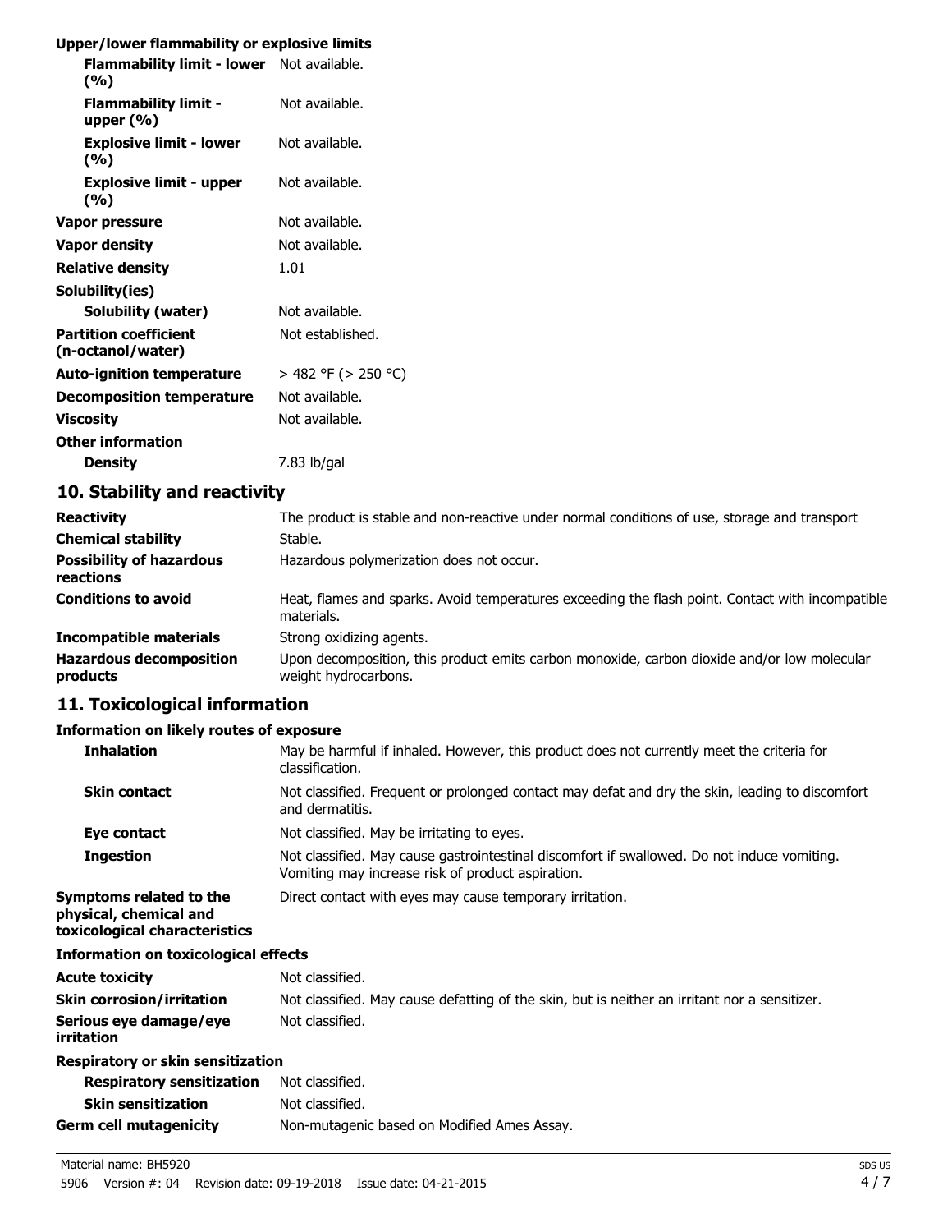**Upper/lower flammability or explosive limits**

| | |
|---|---|
| **Flammability limit - lower (%)** | Not available. |
| **Flammability limit - upper (%)** | Not available. |
| **Explosive limit - lower (%)** | Not available. |
| **Explosive limit - upper (%)** | Not available. |
| **Vapor pressure** | Not available. |
| **Vapor density** | Not available. |
| **Relative density** | 1.01 |
| **Solubility(ies)** | |
| **Solubility (water)** | Not available. |
| **Partition coefficient (n-octanol/water)** | Not established. |
| **Auto-ignition temperature** | > 482 °F (> 250 °C) |
| **Decomposition temperature** | Not available. |
| **Viscosity** | Not available. |
| **Other information** | |
| **Density** | 7.83 lb/gal |

## 10. Stability and reactivity

| | |
|---|---|
| **Reactivity** | The product is stable and non-reactive under normal conditions of use, storage and transport |
| **Chemical stability** | Stable. |
| **Possibility of hazardous reactions** | Hazardous polymerization does not occur. |
| **Conditions to avoid** | Heat, flames and sparks. Avoid temperatures exceeding the flash point. Contact with incompatible materials. |
| **Incompatible materials** | Strong oxidizing agents. |
| **Hazardous decomposition products** | Upon decomposition, this product emits carbon monoxide, carbon dioxide and/or low molecular weight hydrocarbons. |

## 11. Toxicological information

**Information on likely routes of exposure**

| | |
|---|---|
| **Inhalation** | May be harmful if inhaled. However, this product does not currently meet the criteria for classification. |
| **Skin contact** | Not classified. Frequent or prolonged contact may defat and dry the skin, leading to discomfort and dermatitis. |
| **Eye contact** | Not classified. May be irritating to eyes. |
| **Ingestion** | Not classified. May cause gastrointestinal discomfort if swallowed. Do not induce vomiting. Vomiting may increase risk of product aspiration. |
| **Symptoms related to the physical, chemical and toxicological characteristics** | Direct contact with eyes may cause temporary irritation. |

**Information on toxicological effects**

| | |
|---|---|
| **Acute toxicity** | Not classified. |
| **Skin corrosion/irritation** | Not classified. May cause defatting of the skin, but is neither an irritant nor a sensitizer. |
| **Serious eye damage/eye irritation** | Not classified. |
| **Respiratory or skin sensitization** | |
| **Respiratory sensitization** | Not classified. |
| **Skin sensitization** | Not classified. |
| **Germ cell mutagenicity** | Non-mutagenic based on Modified Ames Assay. |

Material name: BH5920

5906 Version #: 04 Revision date: 09-19-2018 Issue date: 04-21-2015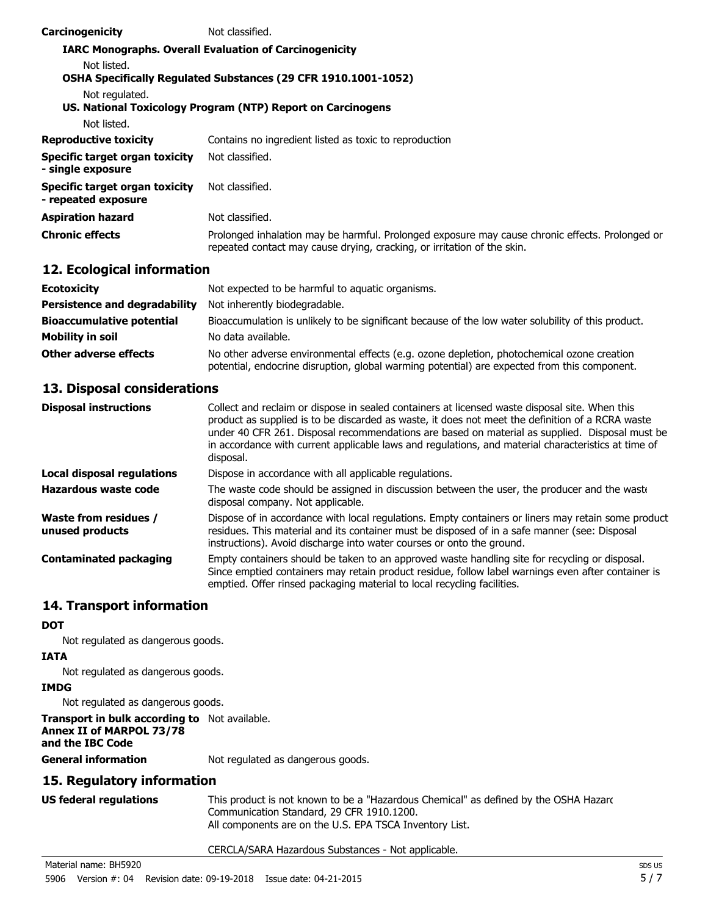| | |
|---|---|
| **Carcinogenicity** | Not classified. |

**IARC Monographs. Overall Evaluation of Carcinogenicity**

Not listed.

**OSHA Specifically Regulated Substances (29 CFR 1910.1001-1052)**

Not regulated.

**US. National Toxicology Program (NTP) Report on Carcinogens**

Not listed.

| | |
|---|---|
| **Reproductive toxicity** | Contains no ingredient listed as toxic to reproduction |
| **Specific target organ toxicity - single exposure** | Not classified. |
| **Specific target organ toxicity - repeated exposure** | Not classified. |
| **Aspiration hazard** | Not classified. |
| **Chronic effects** | Prolonged inhalation may be harmful. Prolonged exposure may cause chronic effects. Prolonged or repeated contact may cause drying, cracking, or irritation of the skin. |

## 12. Ecological information

| | |
|---|---|
| **Ecotoxicity** | Not expected to be harmful to aquatic organisms. |
| **Persistence and degradability** | Not inherently biodegradable. |
| **Bioaccumulative potential** | Bioaccumulation is unlikely to be significant because of the low water solubility of this product. |
| **Mobility in soil** | No data available. |
| **Other adverse effects** | No other adverse environmental effects (e.g. ozone depletion, photochemical ozone creation potential, endocrine disruption, global warming potential) are expected from this component. |

## 13. Disposal considerations

| | |
|---|---|
| **Disposal instructions** | Collect and reclaim or dispose in sealed containers at licensed waste disposal site. When this product as supplied is to be discarded as waste, it does not meet the definition of a RCRA waste under 40 CFR 261. Disposal recommendations are based on material as supplied. Disposal must be in accordance with current applicable laws and regulations, and material characteristics at time of disposal. |
| **Local disposal regulations** | Dispose in accordance with all applicable regulations. |
| **Hazardous waste code** | The waste code should be assigned in discussion between the user, the producer and the waste disposal company. Not applicable. |
| **Waste from residues / unused products** | Dispose of in accordance with local regulations. Empty containers or liners may retain some product residues. This material and its container must be disposed of in a safe manner (see: Disposal instructions). Avoid discharge into water courses or onto the ground. |
| **Contaminated packaging** | Empty containers should be taken to an approved waste handling site for recycling or disposal. Since emptied containers may retain product residue, follow label warnings even after container is emptied. Offer rinsed packaging material to local recycling facilities. |

## 14. Transport information

**DOT**

Not regulated as dangerous goods.

**IATA**

Not regulated as dangerous goods.

**IMDG**

Not regulated as dangerous goods.

| | |
|---|---|
| **Transport in bulk according to Annex II of MARPOL 73/78 and the IBC Code** | Not available. |
| **General information** | Not regulated as dangerous goods. |

## 15. Regulatory information

| | |
|---|---|
| **US federal regulations** | This product is not known to be a "Hazardous Chemical" as defined by the OSHA Hazard Communication Standard, 29 CFR 1910.1200.<br>All components are on the U.S. EPA TSCA Inventory List.<br><br>CERCLA/SARA Hazardous Substances - Not applicable. |

Material name: BH5920

5906 Version #: 04 Revision date: 09-19-2018 Issue date: 04-21-2015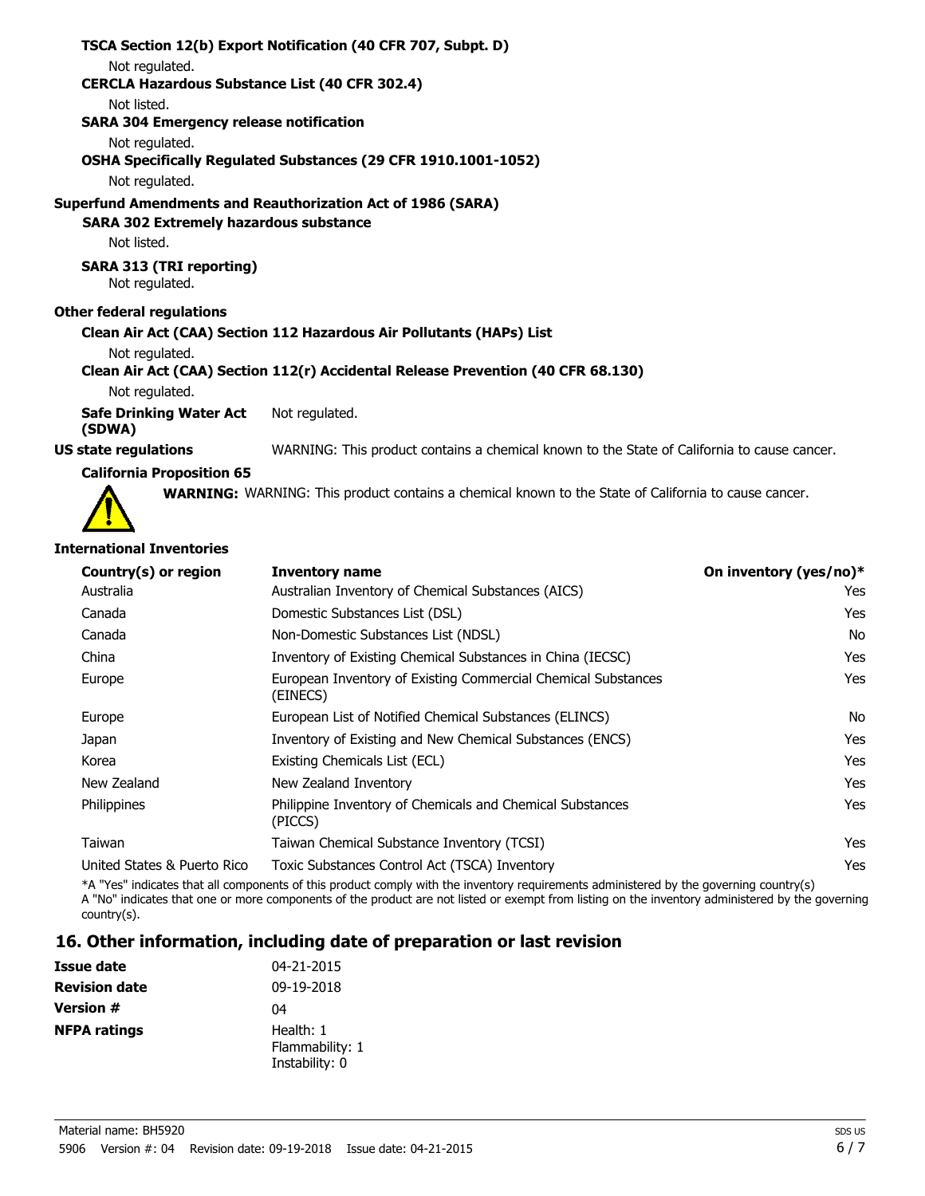**TSCA Section 12(b) Export Notification (40 CFR 707, Subpt. D)**

Not regulated.

**CERCLA Hazardous Substance List (40 CFR 302.4)**

Not listed.

**SARA 304 Emergency release notification**

Not regulated.

**OSHA Specifically Regulated Substances (29 CFR 1910.1001-1052)**

Not regulated.

**Superfund Amendments and Reauthorization Act of 1986 (SARA)**

**SARA 302 Extremely hazardous substance**

Not listed.

**SARA 313 (TRI reporting)**

Not regulated.

**Other federal regulations**

**Clean Air Act (CAA) Section 112 Hazardous Air Pollutants (HAPs) List**

Not regulated.

**Clean Air Act (CAA) Section 112(r) Accidental Release Prevention (40 CFR 68.130)**

Not regulated.

**Safe Drinking Water Act (SDWA)** Not regulated.

**US state regulations** WARNING: This product contains a chemical known to the State of California to cause cancer.

**California Proposition 65**

**WARNING:** WARNING: This product contains a chemical known to the State of California to cause cancer.

**International Inventories**

| Country(s) or region | Inventory name | On inventory (yes/no)* |
|---|---|---|
| Australia | Australian Inventory of Chemical Substances (AICS) | Yes |
| Canada | Domestic Substances List (DSL) | Yes |
| Canada | Non-Domestic Substances List (NDSL) | No |
| China | Inventory of Existing Chemical Substances in China (IECSC) | Yes |
| Europe | European Inventory of Existing Commercial Chemical Substances (EINECS) | Yes |
| Europe | European List of Notified Chemical Substances (ELINCS) | No |
| Japan | Inventory of Existing and New Chemical Substances (ENCS) | Yes |
| Korea | Existing Chemicals List (ECL) | Yes |
| New Zealand | New Zealand Inventory | Yes |
| Philippines | Philippine Inventory of Chemicals and Chemical Substances (PICCS) | Yes |
| Taiwan | Taiwan Chemical Substance Inventory (TCSI) | Yes |
| United States & Puerto Rico | Toxic Substances Control Act (TSCA) Inventory | Yes |

*A "Yes" indicates that all components of this product comply with the inventory requirements administered by the governing country(s)
A "No" indicates that one or more components of the product are not listed or exempt from listing on the inventory administered by the governing country(s).

## 16. Other information, including date of preparation or last revision

**Issue date** 04-21-2015

**Revision date** 09-19-2018

**Version #** 04

**NFPA ratings** Health: 1
Flammability: 1
Instability: 0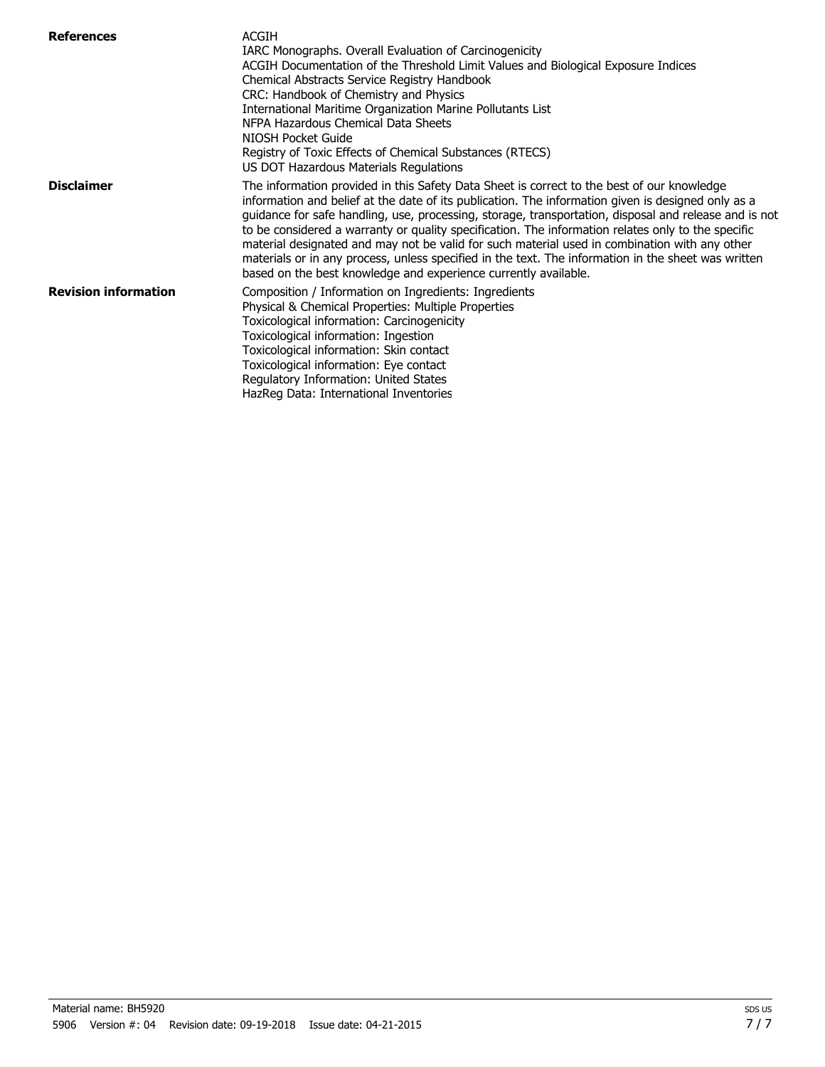**References**

ACGIH
IARC Monographs. Overall Evaluation of Carcinogenicity
ACGIH Documentation of the Threshold Limit Values and Biological Exposure Indices
Chemical Abstracts Service Registry Handbook
CRC: Handbook of Chemistry and Physics
International Maritime Organization Marine Pollutants List
NFPA Hazardous Chemical Data Sheets
NIOSH Pocket Guide
Registry of Toxic Effects of Chemical Substances (RTECS)
US DOT Hazardous Materials Regulations

**Disclaimer**

The information provided in this Safety Data Sheet is correct to the best of our knowledge information and belief at the date of its publication. The information given is designed only as a guidance for safe handling, use, processing, storage, transportation, disposal and release and is not to be considered a warranty or quality specification. The information relates only to the specific material designated and may not be valid for such material used in combination with any other materials or in any process, unless specified in the text. The information in the sheet was written based on the best knowledge and experience currently available.

**Revision information**

Composition / Information on Ingredients: Ingredients
Physical & Chemical Properties: Multiple Properties
Toxicological information: Carcinogenicity
Toxicological information: Ingestion
Toxicological information: Skin contact
Toxicological information: Eye contact
Regulatory Information: United States
HazReg Data: International Inventories